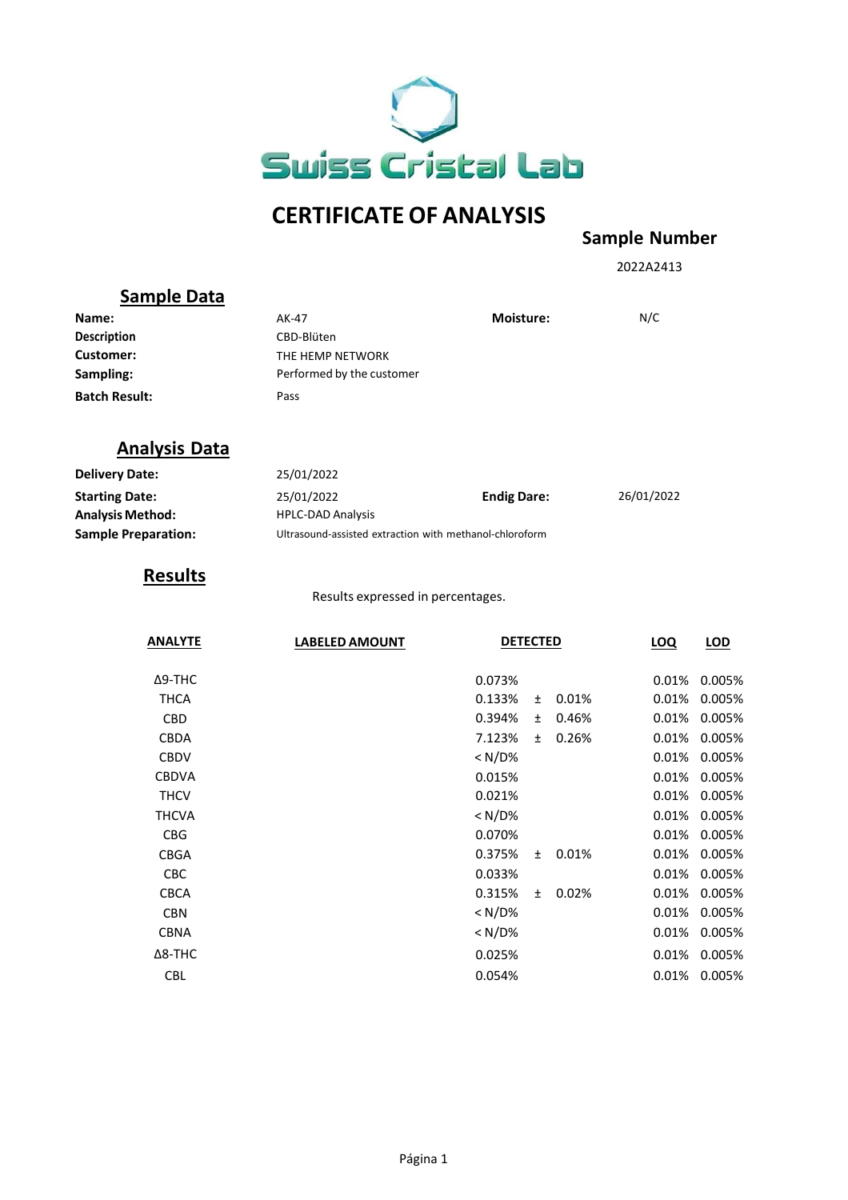Swiss Cristal Lab

# CERTIFICATE OF ANALYSIS

**Sample Number**

2022A2413

## Sample Data

| | | | |
|---|---|---|---|
| **Name:** | AK-47 | **Moisture:** | N/C |
| **Description** | CBD-Blüten | | |
| **Customer:** | THE HEMP NETWORK | | |
| **Sampling:** | Performed by the customer | | |
| **Batch Result:** | Pass | | |

## Analysis Data

| | | | |
|---|---|---|---|
| **Delivery Date:** | 25/01/2022 | | |
| **Starting Date:** | 25/01/2022 | **Endig Dare:** | 26/01/2022 |
| **Analysis Method:** | HPLC-DAD Analysis | | |
| **Sample Preparation:** | Ultrasound-assisted extraction with methanol-chloroform | | |

## Results

Results expressed in percentages.

| ANALYTE | LABELED AMOUNT | DETECTED | | | LOQ | LOD |
|---|---|---|---|---|---|---|
| Δ9-THC | | 0.073% | | | 0.01% | 0.005% |
| THCA | | 0.133% | ± | 0.01% | 0.01% | 0.005% |
| CBD | | 0.394% | ± | 0.46% | 0.01% | 0.005% |
| CBDA | | 7.123% | ± | 0.26% | 0.01% | 0.005% |
| CBDV | | < N/D% | | | 0.01% | 0.005% |
| CBDVA | | 0.015% | | | 0.01% | 0.005% |
| THCV | | 0.021% | | | 0.01% | 0.005% |
| THCVA | | < N/D% | | | 0.01% | 0.005% |
| CBG | | 0.070% | | | 0.01% | 0.005% |
| CBGA | | 0.375% | ± | 0.01% | 0.01% | 0.005% |
| CBC | | 0.033% | | | 0.01% | 0.005% |
| CBCA | | 0.315% | ± | 0.02% | 0.01% | 0.005% |
| CBN | | < N/D% | | | 0.01% | 0.005% |
| CBNA | | < N/D% | | | 0.01% | 0.005% |
| Δ8-THC | | 0.025% | | | 0.01% | 0.005% |
| CBL | | 0.054% | | | 0.01% | 0.005% |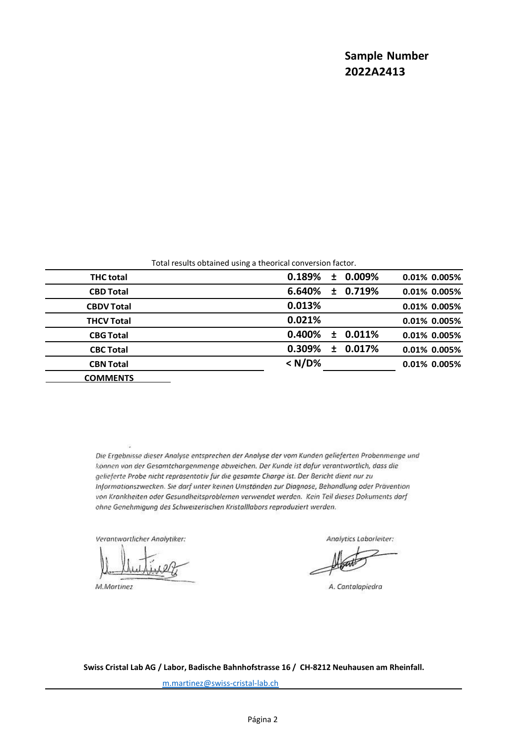**Sample Number**
**2022A2413**

Total results obtained using a theorical conversion factor.

| | | | | | |
|---|---|---|---|---|---|
| **THC total** | **0.189%** | **±** | **0.009%** | **0.01%** | **0.005%** |
| **CBD Total** | **6.640%** | **±** | **0.719%** | **0.01%** | **0.005%** |
| **CBDV Total** | **0.013%** | | | **0.01%** | **0.005%** |
| **THCV Total** | **0.021%** | | | **0.01%** | **0.005%** |
| **CBG Total** | **0.400%** | **±** | **0.011%** | **0.01%** | **0.005%** |
| **CBC Total** | **0.309%** | **±** | **0.017%** | **0.01%** | **0.005%** |
| **CBN Total** | **< N/D%** | | | **0.01%** | **0.005%** |

**COMMENTS**

*Die Ergebnisse dieser Analyse entsprechen der Analyse der vom Kunden gelieferten Probenmenge und können von der Gesamtchargenmenge abweichen. Der Kunde ist dafür verantwortlich, dass die gelieferte Probe nicht repräsentativ für die gesamte Charge ist. Der Bericht dient nur zu Informationszwecken. Sie darf unter keinen Umständen zur Diagnose, Behandlung oder Prävention von Krankheiten oder Gesundheitsproblemen verwendet werden. Kein Teil dieses Dokuments darf ohne Genehmigung des Schweizerischen Kristalllabors reproduziert werden.*

*Verantwortlicher Analytiker:*

*M.Martinez*

*Analytics Laborleiter:*

*A. Cantalapiedra*

**Swiss Cristal Lab AG / Labor, Badische Bahnhofstrasse 16 / CH-8212 Neuhausen am Rheinfall.**

m.martinez@swiss-cristal-lab.ch